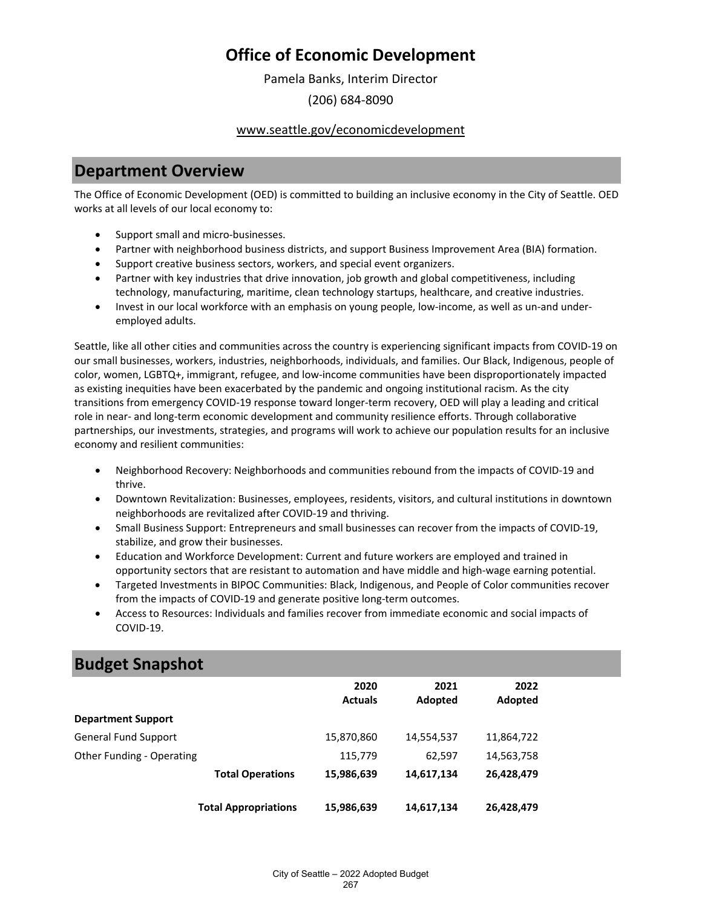# Office of Economic Development

Pamela Banks, Interim Director

(206) 684-8090

www.seattle.gov/economicdevelopment

## Department Overview

The Office of Economic Development (OED) is committed to building an inclusive economy in the City of Seattle. OED works at all levels of our local economy to:

- Support small and micro-businesses.
- Partner with neighborhood business districts, and support Business Improvement Area (BIA) formation.
- Support creative business sectors, workers, and special event organizers.
- Partner with key industries that drive innovation, job growth and global competitiveness, including technology, manufacturing, maritime, clean technology startups, healthcare, and creative industries.
- Invest in our local workforce with an emphasis on young people, low-income, as well as un-and under-employed adults.

Seattle, like all other cities and communities across the country is experiencing significant impacts from COVID-19 on our small businesses, workers, industries, neighborhoods, individuals, and families. Our Black, Indigenous, people of color, women, LGBTQ+, immigrant, refugee, and low-income communities have been disproportionately impacted as existing inequities have been exacerbated by the pandemic and ongoing institutional racism. As the city transitions from emergency COVID-19 response toward longer-term recovery, OED will play a leading and critical role in near- and long-term economic development and community resilience efforts. Through collaborative partnerships, our investments, strategies, and programs will work to achieve our population results for an inclusive economy and resilient communities:

- Neighborhood Recovery: Neighborhoods and communities rebound from the impacts of COVID-19 and thrive.
- Downtown Revitalization: Businesses, employees, residents, visitors, and cultural institutions in downtown neighborhoods are revitalized after COVID-19 and thriving.
- Small Business Support: Entrepreneurs and small businesses can recover from the impacts of COVID-19, stabilize, and grow their businesses.
- Education and Workforce Development: Current and future workers are employed and trained in opportunity sectors that are resistant to automation and have middle and high-wage earning potential.
- Targeted Investments in BIPOC Communities: Black, Indigenous, and People of Color communities recover from the impacts of COVID-19 and generate positive long-term outcomes.
- Access to Resources: Individuals and families recover from immediate economic and social impacts of COVID-19.

## Budget Snapshot

| | 2020 Actuals | 2021 Adopted | 2022 Adopted |
|---|---|---|---|
| **Department Support** | | | |
| General Fund Support | 15,870,860 | 14,554,537 | 11,864,722 |
| Other Funding - Operating | 115,779 | 62,597 | 14,563,758 |
| **Total Operations** | **15,986,639** | **14,617,134** | **26,428,479** |
| **Total Appropriations** | **15,986,639** | **14,617,134** | **26,428,479** |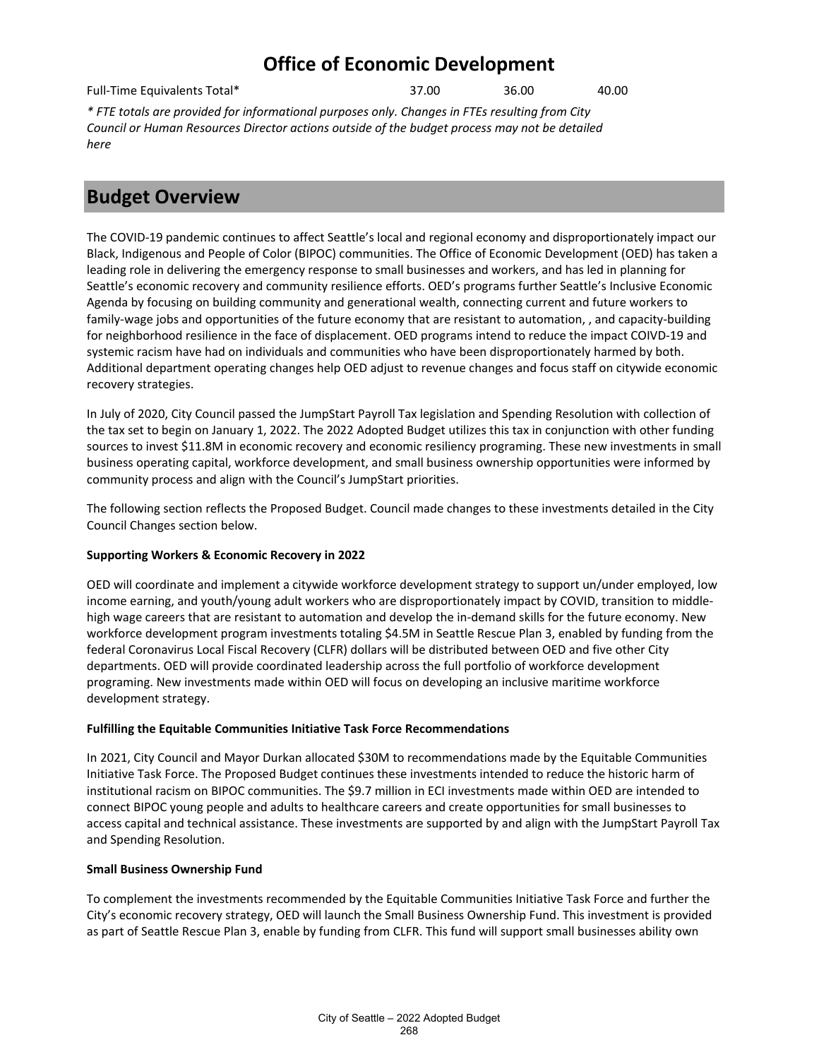# Office of Economic Development

| Full-Time Equivalents Total* | 37.00 | 36.00 | 40.00 |
|---|---|---|---|

*\* FTE totals are provided for informational purposes only. Changes in FTEs resulting from City Council or Human Resources Director actions outside of the budget process may not be detailed here*

## Budget Overview

The COVID-19 pandemic continues to affect Seattle's local and regional economy and disproportionately impact our Black, Indigenous and People of Color (BIPOC) communities. The Office of Economic Development (OED) has taken a leading role in delivering the emergency response to small businesses and workers, and has led in planning for Seattle's economic recovery and community resilience efforts. OED's programs further Seattle's Inclusive Economic Agenda by focusing on building community and generational wealth, connecting current and future workers to family-wage jobs and opportunities of the future economy that are resistant to automation, , and capacity-building for neighborhood resilience in the face of displacement. OED programs intend to reduce the impact COIVD-19 and systemic racism have had on individuals and communities who have been disproportionately harmed by both. Additional department operating changes help OED adjust to revenue changes and focus staff on citywide economic recovery strategies.

In July of 2020, City Council passed the JumpStart Payroll Tax legislation and Spending Resolution with collection of the tax set to begin on January 1, 2022. The 2022 Adopted Budget utilizes this tax in conjunction with other funding sources to invest $11.8M in economic recovery and economic resiliency programing. These new investments in small business operating capital, workforce development, and small business ownership opportunities were informed by community process and align with the Council's JumpStart priorities.

The following section reflects the Proposed Budget. Council made changes to these investments detailed in the City Council Changes section below.

**Supporting Workers & Economic Recovery in 2022**

OED will coordinate and implement a citywide workforce development strategy to support un/under employed, low income earning, and youth/young adult workers who are disproportionately impact by COVID, transition to middle-high wage careers that are resistant to automation and develop the in-demand skills for the future economy. New workforce development program investments totaling $4.5M in Seattle Rescue Plan 3, enabled by funding from the federal Coronavirus Local Fiscal Recovery (CLFR) dollars will be distributed between OED and five other City departments. OED will provide coordinated leadership across the full portfolio of workforce development programing. New investments made within OED will focus on developing an inclusive maritime workforce development strategy.

**Fulfilling the Equitable Communities Initiative Task Force Recommendations**

In 2021, City Council and Mayor Durkan allocated $30M to recommendations made by the Equitable Communities Initiative Task Force. The Proposed Budget continues these investments intended to reduce the historic harm of institutional racism on BIPOC communities. The $9.7 million in ECI investments made within OED are intended to connect BIPOC young people and adults to healthcare careers and create opportunities for small businesses to access capital and technical assistance. These investments are supported by and align with the JumpStart Payroll Tax and Spending Resolution.

**Small Business Ownership Fund**

To complement the investments recommended by the Equitable Communities Initiative Task Force and further the City's economic recovery strategy, OED will launch the Small Business Ownership Fund. This investment is provided as part of Seattle Rescue Plan 3, enable by funding from CLFR. This fund will support small businesses ability own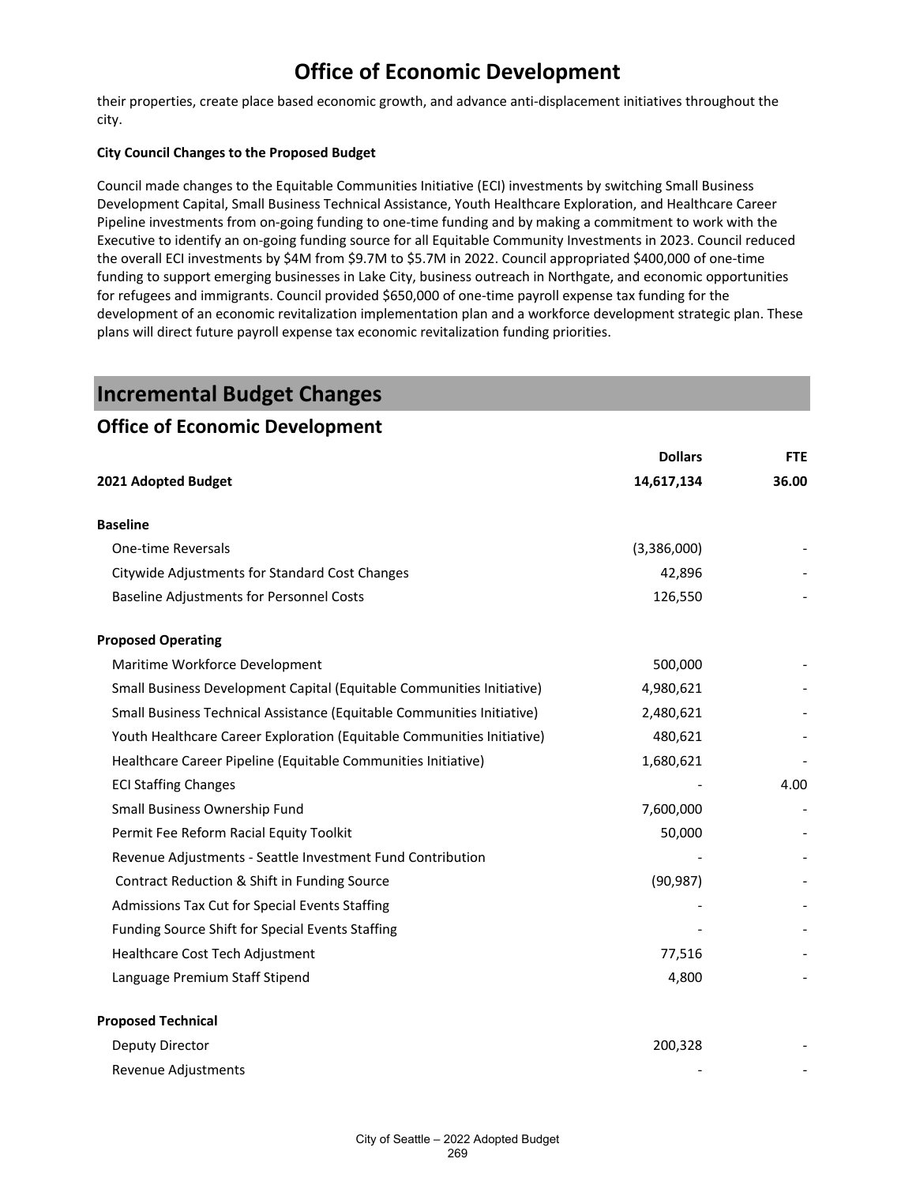# Office of Economic Development

their properties, create place based economic growth, and advance anti-displacement initiatives throughout the city.

**City Council Changes to the Proposed Budget**

Council made changes to the Equitable Communities Initiative (ECI) investments by switching Small Business Development Capital, Small Business Technical Assistance, Youth Healthcare Exploration, and Healthcare Career Pipeline investments from on-going funding to one-time funding and by making a commitment to work with the Executive to identify an on-going funding source for all Equitable Community Investments in 2023. Council reduced the overall ECI investments by $4M from $9.7M to $5.7M in 2022. Council appropriated $400,000 of one-time funding to support emerging businesses in Lake City, business outreach in Northgate, and economic opportunities for refugees and immigrants. Council provided $650,000 of one-time payroll expense tax funding for the development of an economic revitalization implementation plan and a workforce development strategic plan. These plans will direct future payroll expense tax economic revitalization funding priorities.

## Incremental Budget Changes

### Office of Economic Development

| | Dollars | FTE |
|---|---|---|
| **2021 Adopted Budget** | **14,617,134** | **36.00** |
| **Baseline** | | |
| One-time Reversals | (3,386,000) | - |
| Citywide Adjustments for Standard Cost Changes | 42,896 | - |
| Baseline Adjustments for Personnel Costs | 126,550 | - |
| **Proposed Operating** | | |
| Maritime Workforce Development | 500,000 | - |
| Small Business Development Capital (Equitable Communities Initiative) | 4,980,621 | - |
| Small Business Technical Assistance (Equitable Communities Initiative) | 2,480,621 | - |
| Youth Healthcare Career Exploration (Equitable Communities Initiative) | 480,621 | - |
| Healthcare Career Pipeline (Equitable Communities Initiative) | 1,680,621 | - |
| ECI Staffing Changes | - | 4.00 |
| Small Business Ownership Fund | 7,600,000 | - |
| Permit Fee Reform Racial Equity Toolkit | 50,000 | - |
| Revenue Adjustments - Seattle Investment Fund Contribution | - | - |
| Contract Reduction & Shift in Funding Source | (90,987) | - |
| Admissions Tax Cut for Special Events Staffing | - | - |
| Funding Source Shift for Special Events Staffing | - | - |
| Healthcare Cost Tech Adjustment | 77,516 | - |
| Language Premium Staff Stipend | 4,800 | - |
| **Proposed Technical** | | |
| Deputy Director | 200,328 | - |
| Revenue Adjustments | - | - |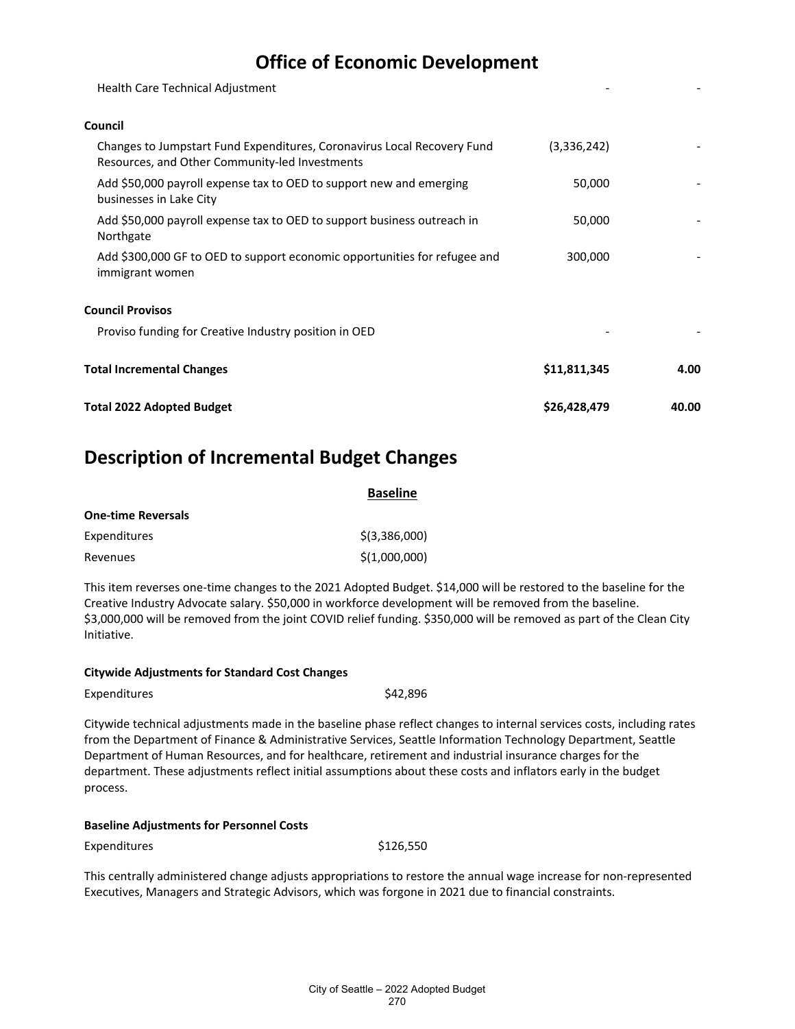# Office of Economic Development

| | | |
|---|---|---|
| Health Care Technical Adjustment | - | - |
| **Council** | | |
| Changes to Jumpstart Fund Expenditures, Coronavirus Local Recovery Fund Resources, and Other Community-led Investments | (3,336,242) | - |
| Add $50,000 payroll expense tax to OED to support new and emerging businesses in Lake City | 50,000 | - |
| Add $50,000 payroll expense tax to OED to support business outreach in Northgate | 50,000 | - |
| Add $300,000 GF to OED to support economic opportunities for refugee and immigrant women | 300,000 | - |
| **Council Provisos** | | |
| Proviso funding for Creative Industry position in OED | - | - |
| **Total Incremental Changes** | **$11,811,345** | **4.00** |
| **Total 2022 Adopted Budget** | **$26,428,479** | **40.00** |

## Description of Incremental Budget Changes

**Baseline**

**One-time Reversals**

| | |
|---|---|
| Expenditures | $(3,386,000) |
| Revenues | $(1,000,000) |

This item reverses one-time changes to the 2021 Adopted Budget. $14,000 will be restored to the baseline for the Creative Industry Advocate salary. $50,000 in workforce development will be removed from the baseline. $3,000,000 will be removed from the joint COVID relief funding. $350,000 will be removed as part of the Clean City Initiative.

**Citywide Adjustments for Standard Cost Changes**

| | |
|---|---|
| Expenditures | $42,896 |

Citywide technical adjustments made in the baseline phase reflect changes to internal services costs, including rates from the Department of Finance & Administrative Services, Seattle Information Technology Department, Seattle Department of Human Resources, and for healthcare, retirement and industrial insurance charges for the department. These adjustments reflect initial assumptions about these costs and inflators early in the budget process.

**Baseline Adjustments for Personnel Costs**

| | |
|---|---|
| Expenditures | $126,550 |

This centrally administered change adjusts appropriations to restore the annual wage increase for non-represented Executives, Managers and Strategic Advisors, which was forgone in 2021 due to financial constraints.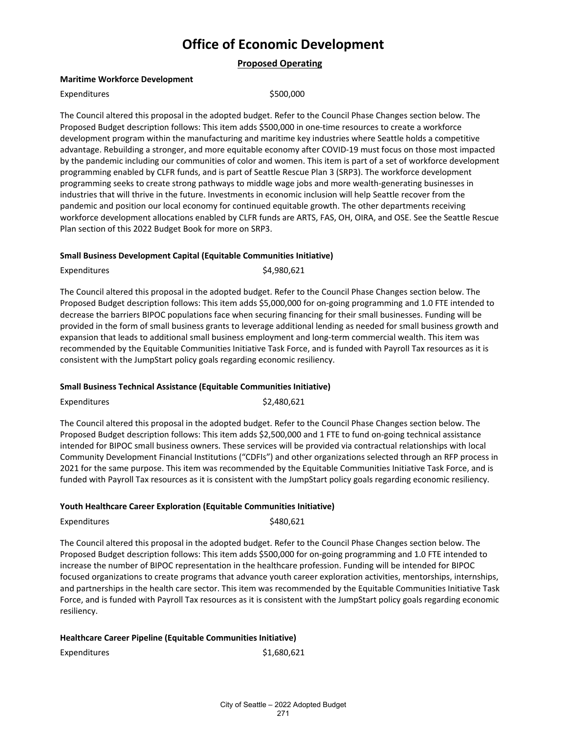# Office of Economic Development

## Proposed Operating

**Maritime Workforce Development**

Expenditures $500,000

The Council altered this proposal in the adopted budget. Refer to the Council Phase Changes section below. The Proposed Budget description follows: This item adds $500,000 in one-time resources to create a workforce development program within the manufacturing and maritime key industries where Seattle holds a competitive advantage. Rebuilding a stronger, and more equitable economy after COVID-19 must focus on those most impacted by the pandemic including our communities of color and women. This item is part of a set of workforce development programming enabled by CLFR funds, and is part of Seattle Rescue Plan 3 (SRP3). The workforce development programming seeks to create strong pathways to middle wage jobs and more wealth-generating businesses in industries that will thrive in the future. Investments in economic inclusion will help Seattle recover from the pandemic and position our local economy for continued equitable growth. The other departments receiving workforce development allocations enabled by CLFR funds are ARTS, FAS, OH, OIRA, and OSE. See the Seattle Rescue Plan section of this 2022 Budget Book for more on SRP3.

**Small Business Development Capital (Equitable Communities Initiative)**

Expenditures $4,980,621

The Council altered this proposal in the adopted budget. Refer to the Council Phase Changes section below. The Proposed Budget description follows: This item adds $5,000,000 for on-going programming and 1.0 FTE intended to decrease the barriers BIPOC populations face when securing financing for their small businesses. Funding will be provided in the form of small business grants to leverage additional lending as needed for small business growth and expansion that leads to additional small business employment and long-term commercial wealth. This item was recommended by the Equitable Communities Initiative Task Force, and is funded with Payroll Tax resources as it is consistent with the JumpStart policy goals regarding economic resiliency.

**Small Business Technical Assistance (Equitable Communities Initiative)**

Expenditures $2,480,621

The Council altered this proposal in the adopted budget. Refer to the Council Phase Changes section below. The Proposed Budget description follows: This item adds $2,500,000 and 1 FTE to fund on-going technical assistance intended for BIPOC small business owners. These services will be provided via contractual relationships with local Community Development Financial Institutions ("CDFIs") and other organizations selected through an RFP process in 2021 for the same purpose. This item was recommended by the Equitable Communities Initiative Task Force, and is funded with Payroll Tax resources as it is consistent with the JumpStart policy goals regarding economic resiliency.

**Youth Healthcare Career Exploration (Equitable Communities Initiative)**

Expenditures $480,621

The Council altered this proposal in the adopted budget. Refer to the Council Phase Changes section below. The Proposed Budget description follows: This item adds $500,000 for on-going programming and 1.0 FTE intended to increase the number of BIPOC representation in the healthcare profession. Funding will be intended for BIPOC focused organizations to create programs that advance youth career exploration activities, mentorships, internships, and partnerships in the health care sector. This item was recommended by the Equitable Communities Initiative Task Force, and is funded with Payroll Tax resources as it is consistent with the JumpStart policy goals regarding economic resiliency.

**Healthcare Career Pipeline (Equitable Communities Initiative)**

Expenditures $1,680,621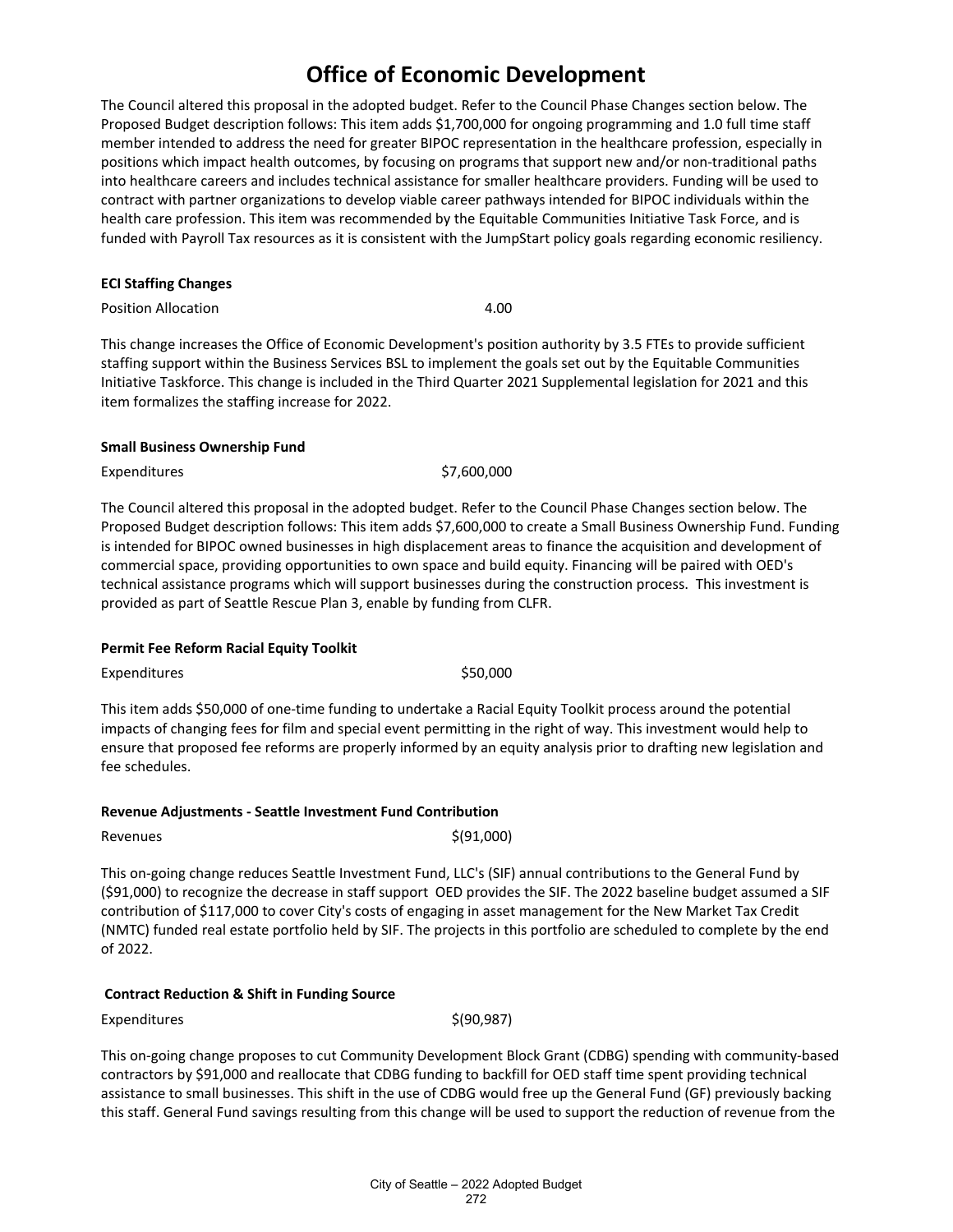# Office of Economic Development

The Council altered this proposal in the adopted budget. Refer to the Council Phase Changes section below. The Proposed Budget description follows: This item adds $1,700,000 for ongoing programming and 1.0 full time staff member intended to address the need for greater BIPOC representation in the healthcare profession, especially in positions which impact health outcomes, by focusing on programs that support new and/or non-traditional paths into healthcare careers and includes technical assistance for smaller healthcare providers. Funding will be used to contract with partner organizations to develop viable career pathways intended for BIPOC individuals within the health care profession. This item was recommended by the Equitable Communities Initiative Task Force, and is funded with Payroll Tax resources as it is consistent with the JumpStart policy goals regarding economic resiliency.

**ECI Staffing Changes**

| | |
|---|---|
| Position Allocation | 4.00 |

This change increases the Office of Economic Development's position authority by 3.5 FTEs to provide sufficient staffing support within the Business Services BSL to implement the goals set out by the Equitable Communities Initiative Taskforce. This change is included in the Third Quarter 2021 Supplemental legislation for 2021 and this item formalizes the staffing increase for 2022.

**Small Business Ownership Fund**

| | |
|---|---|
| Expenditures | $7,600,000 |

The Council altered this proposal in the adopted budget. Refer to the Council Phase Changes section below. The Proposed Budget description follows: This item adds $7,600,000 to create a Small Business Ownership Fund. Funding is intended for BIPOC owned businesses in high displacement areas to finance the acquisition and development of commercial space, providing opportunities to own space and build equity. Financing will be paired with OED's technical assistance programs which will support businesses during the construction process. This investment is provided as part of Seattle Rescue Plan 3, enable by funding from CLFR.

**Permit Fee Reform Racial Equity Toolkit**

| | |
|---|---|
| Expenditures | $50,000 |

This item adds $50,000 of one-time funding to undertake a Racial Equity Toolkit process around the potential impacts of changing fees for film and special event permitting in the right of way. This investment would help to ensure that proposed fee reforms are properly informed by an equity analysis prior to drafting new legislation and fee schedules.

**Revenue Adjustments - Seattle Investment Fund Contribution**

| | |
|---|---|
| Revenues | $(91,000) |

This on-going change reduces Seattle Investment Fund, LLC's (SIF) annual contributions to the General Fund by ($91,000) to recognize the decrease in staff support OED provides the SIF. The 2022 baseline budget assumed a SIF contribution of $117,000 to cover City's costs of engaging in asset management for the New Market Tax Credit (NMTC) funded real estate portfolio held by SIF. The projects in this portfolio are scheduled to complete by the end of 2022.

**Contract Reduction & Shift in Funding Source**

| | |
|---|---|
| Expenditures | $(90,987) |

This on-going change proposes to cut Community Development Block Grant (CDBG) spending with community-based contractors by $91,000 and reallocate that CDBG funding to backfill for OED staff time spent providing technical assistance to small businesses. This shift in the use of CDBG would free up the General Fund (GF) previously backing this staff. General Fund savings resulting from this change will be used to support the reduction of revenue from the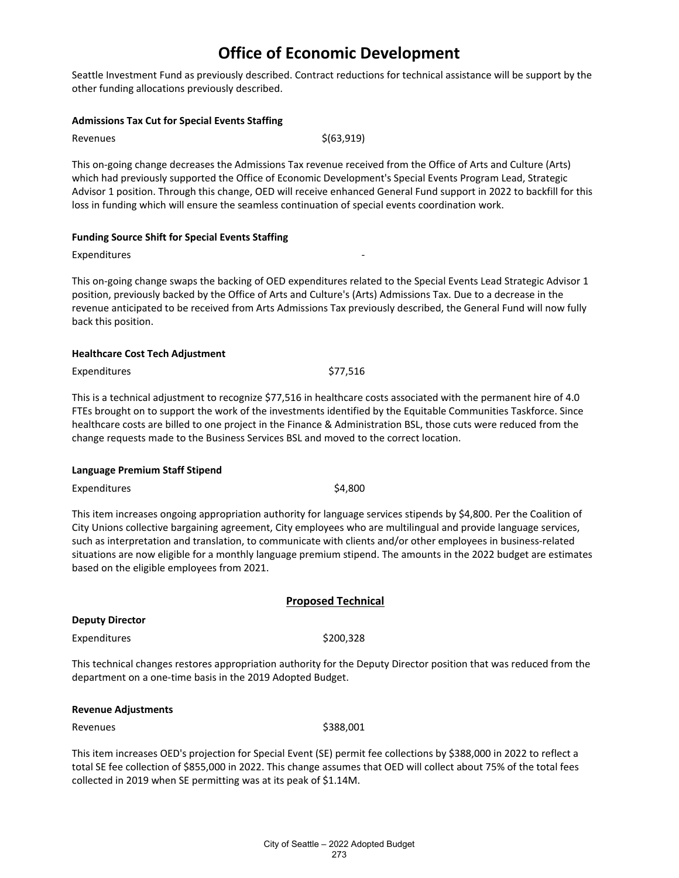# Office of Economic Development

Seattle Investment Fund as previously described. Contract reductions for technical assistance will be support by the other funding allocations previously described.

**Admissions Tax Cut for Special Events Staffing**

Revenues $(63,919)

This on-going change decreases the Admissions Tax revenue received from the Office of Arts and Culture (Arts) which had previously supported the Office of Economic Development's Special Events Program Lead, Strategic Advisor 1 position. Through this change, OED will receive enhanced General Fund support in 2022 to backfill for this loss in funding which will ensure the seamless continuation of special events coordination work.

**Funding Source Shift for Special Events Staffing**

Expenditures -

This on-going change swaps the backing of OED expenditures related to the Special Events Lead Strategic Advisor 1 position, previously backed by the Office of Arts and Culture's (Arts) Admissions Tax. Due to a decrease in the revenue anticipated to be received from Arts Admissions Tax previously described, the General Fund will now fully back this position.

**Healthcare Cost Tech Adjustment**

Expenditures $77,516

This is a technical adjustment to recognize $77,516 in healthcare costs associated with the permanent hire of 4.0 FTEs brought on to support the work of the investments identified by the Equitable Communities Taskforce. Since healthcare costs are billed to one project in the Finance & Administration BSL, those cuts were reduced from the change requests made to the Business Services BSL and moved to the correct location.

**Language Premium Staff Stipend**

Expenditures $4,800

This item increases ongoing appropriation authority for language services stipends by $4,800. Per the Coalition of City Unions collective bargaining agreement, City employees who are multilingual and provide language services, such as interpretation and translation, to communicate with clients and/or other employees in business-related situations are now eligible for a monthly language premium stipend. The amounts in the 2022 budget are estimates based on the eligible employees from 2021.

## Proposed Technical

**Deputy Director**

Expenditures $200,328

This technical changes restores appropriation authority for the Deputy Director position that was reduced from the department on a one-time basis in the 2019 Adopted Budget.

**Revenue Adjustments**

Revenues $388,001

This item increases OED's projection for Special Event (SE) permit fee collections by $388,000 in 2022 to reflect a total SE fee collection of $855,000 in 2022. This change assumes that OED will collect about 75% of the total fees collected in 2019 when SE permitting was at its peak of $1.14M.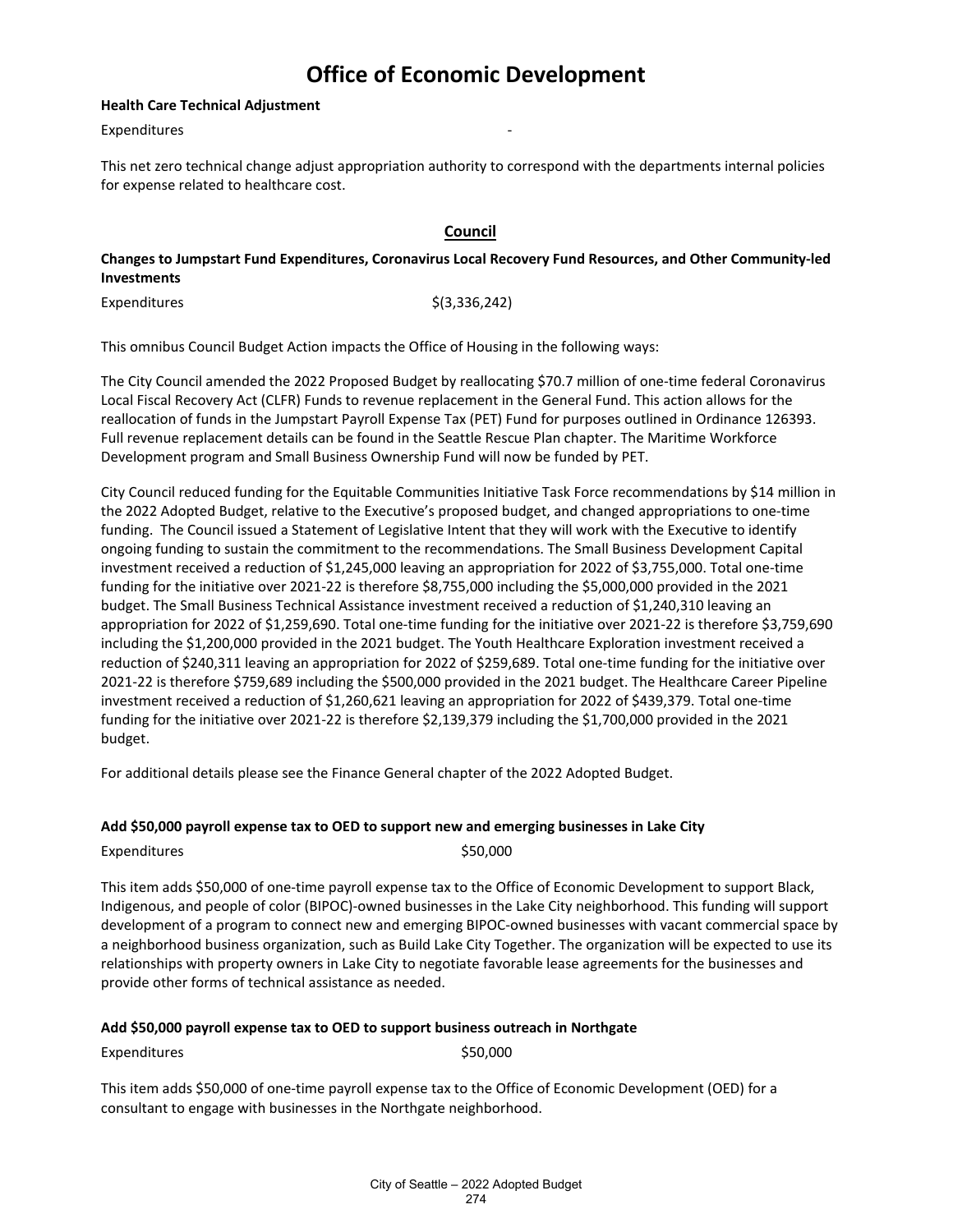# Office of Economic Development

**Health Care Technical Adjustment**

Expenditures -

This net zero technical change adjust appropriation authority to correspond with the departments internal policies for expense related to healthcare cost.

## Council

**Changes to Jumpstart Fund Expenditures, Coronavirus Local Recovery Fund Resources, and Other Community-led Investments**

Expenditures $(3,336,242)

This omnibus Council Budget Action impacts the Office of Housing in the following ways:

The City Council amended the 2022 Proposed Budget by reallocating $70.7 million of one-time federal Coronavirus Local Fiscal Recovery Act (CLFR) Funds to revenue replacement in the General Fund. This action allows for the reallocation of funds in the Jumpstart Payroll Expense Tax (PET) Fund for purposes outlined in Ordinance 126393. Full revenue replacement details can be found in the Seattle Rescue Plan chapter. The Maritime Workforce Development program and Small Business Ownership Fund will now be funded by PET.

City Council reduced funding for the Equitable Communities Initiative Task Force recommendations by $14 million in the 2022 Adopted Budget, relative to the Executive's proposed budget, and changed appropriations to one-time funding. The Council issued a Statement of Legislative Intent that they will work with the Executive to identify ongoing funding to sustain the commitment to the recommendations. The Small Business Development Capital investment received a reduction of $1,245,000 leaving an appropriation for 2022 of $3,755,000. Total one-time funding for the initiative over 2021-22 is therefore $8,755,000 including the $5,000,000 provided in the 2021 budget. The Small Business Technical Assistance investment received a reduction of $1,240,310 leaving an appropriation for 2022 of $1,259,690. Total one-time funding for the initiative over 2021-22 is therefore $3,759,690 including the $1,200,000 provided in the 2021 budget. The Youth Healthcare Exploration investment received a reduction of $240,311 leaving an appropriation for 2022 of $259,689. Total one-time funding for the initiative over 2021-22 is therefore $759,689 including the $500,000 provided in the 2021 budget. The Healthcare Career Pipeline investment received a reduction of $1,260,621 leaving an appropriation for 2022 of $439,379. Total one-time funding for the initiative over 2021-22 is therefore $2,139,379 including the $1,700,000 provided in the 2021 budget.

For additional details please see the Finance General chapter of the 2022 Adopted Budget.

**Add $50,000 payroll expense tax to OED to support new and emerging businesses in Lake City**

Expenditures $50,000

This item adds $50,000 of one-time payroll expense tax to the Office of Economic Development to support Black, Indigenous, and people of color (BIPOC)-owned businesses in the Lake City neighborhood. This funding will support development of a program to connect new and emerging BIPOC-owned businesses with vacant commercial space by a neighborhood business organization, such as Build Lake City Together. The organization will be expected to use its relationships with property owners in Lake City to negotiate favorable lease agreements for the businesses and provide other forms of technical assistance as needed.

**Add $50,000 payroll expense tax to OED to support business outreach in Northgate**

Expenditures $50,000

This item adds $50,000 of one-time payroll expense tax to the Office of Economic Development (OED) for a consultant to engage with businesses in the Northgate neighborhood.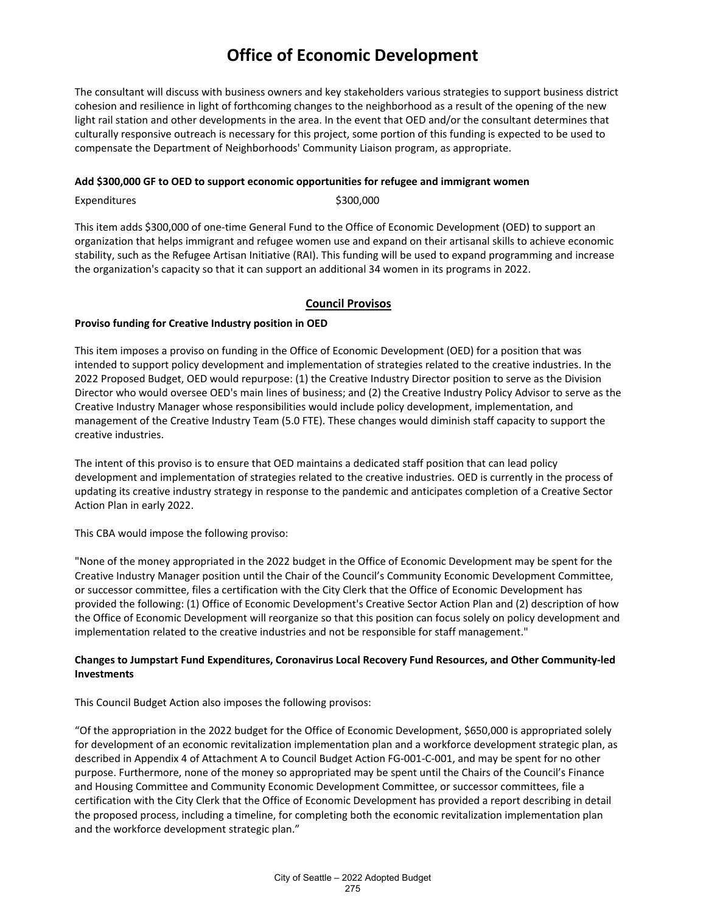# Office of Economic Development

The consultant will discuss with business owners and key stakeholders various strategies to support business district cohesion and resilience in light of forthcoming changes to the neighborhood as a result of the opening of the new light rail station and other developments in the area. In the event that OED and/or the consultant determines that culturally responsive outreach is necessary for this project, some portion of this funding is expected to be used to compensate the Department of Neighborhoods' Community Liaison program, as appropriate.

**Add $300,000 GF to OED to support economic opportunities for refugee and immigrant women**

| Expenditures | $300,000 |
|---|---|

This item adds $300,000 of one-time General Fund to the Office of Economic Development (OED) to support an organization that helps immigrant and refugee women use and expand on their artisanal skills to achieve economic stability, such as the Refugee Artisan Initiative (RAI). This funding will be used to expand programming and increase the organization's capacity so that it can support an additional 34 women in its programs in 2022.

## Council Provisos

**Proviso funding for Creative Industry position in OED**

This item imposes a proviso on funding in the Office of Economic Development (OED) for a position that was intended to support policy development and implementation of strategies related to the creative industries. In the 2022 Proposed Budget, OED would repurpose: (1) the Creative Industry Director position to serve as the Division Director who would oversee OED's main lines of business; and (2) the Creative Industry Policy Advisor to serve as the Creative Industry Manager whose responsibilities would include policy development, implementation, and management of the Creative Industry Team (5.0 FTE). These changes would diminish staff capacity to support the creative industries.

The intent of this proviso is to ensure that OED maintains a dedicated staff position that can lead policy development and implementation of strategies related to the creative industries. OED is currently in the process of updating its creative industry strategy in response to the pandemic and anticipates completion of a Creative Sector Action Plan in early 2022.

This CBA would impose the following proviso:

"None of the money appropriated in the 2022 budget in the Office of Economic Development may be spent for the Creative Industry Manager position until the Chair of the Council's Community Economic Development Committee, or successor committee, files a certification with the City Clerk that the Office of Economic Development has provided the following: (1) Office of Economic Development's Creative Sector Action Plan and (2) description of how the Office of Economic Development will reorganize so that this position can focus solely on policy development and implementation related to the creative industries and not be responsible for staff management."

**Changes to Jumpstart Fund Expenditures, Coronavirus Local Recovery Fund Resources, and Other Community-led Investments**

This Council Budget Action also imposes the following provisos:

"Of the appropriation in the 2022 budget for the Office of Economic Development, $650,000 is appropriated solely for development of an economic revitalization implementation plan and a workforce development strategic plan, as described in Appendix 4 of Attachment A to Council Budget Action FG-001-C-001, and may be spent for no other purpose. Furthermore, none of the money so appropriated may be spent until the Chairs of the Council's Finance and Housing Committee and Community Economic Development Committee, or successor committees, file a certification with the City Clerk that the Office of Economic Development has provided a report describing in detail the proposed process, including a timeline, for completing both the economic revitalization implementation plan and the workforce development strategic plan."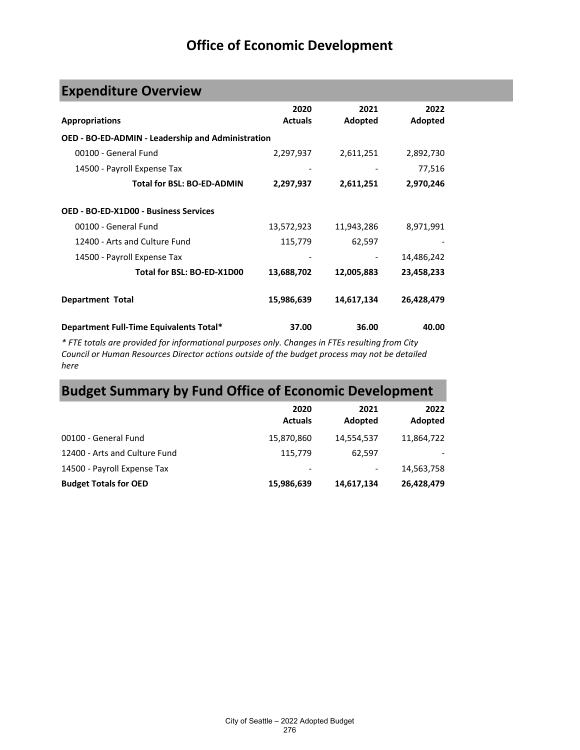# Office of Economic Development

## Expenditure Overview

| Appropriations | 2020 Actuals | 2021 Adopted | 2022 Adopted |
|---|---|---|---|
| **OED - BO-ED-ADMIN - Leadership and Administration** | | | |
| 00100 - General Fund | 2,297,937 | 2,611,251 | 2,892,730 |
| 14500 - Payroll Expense Tax | - | - | 77,516 |
| **Total for BSL: BO-ED-ADMIN** | **2,297,937** | **2,611,251** | **2,970,246** |
| | | | |
| **OED - BO-ED-X1D00 - Business Services** | | | |
| 00100 - General Fund | 13,572,923 | 11,943,286 | 8,971,991 |
| 12400 - Arts and Culture Fund | 115,779 | 62,597 | - |
| 14500 - Payroll Expense Tax | - | - | 14,486,242 |
| **Total for BSL: BO-ED-X1D00** | **13,688,702** | **12,005,883** | **23,458,233** |
| | | | |
| **Department Total** | **15,986,639** | **14,617,134** | **26,428,479** |
| | | | |
| **Department Full-Time Equivalents Total*** | **37.00** | **36.00** | **40.00** |

*\* FTE totals are provided for informational purposes only. Changes in FTEs resulting from City Council or Human Resources Director actions outside of the budget process may not be detailed here*

## Budget Summary by Fund Office of Economic Development

| | 2020 Actuals | 2021 Adopted | 2022 Adopted |
|---|---|---|---|
| 00100 - General Fund | 15,870,860 | 14,554,537 | 11,864,722 |
| 12400 - Arts and Culture Fund | 115,779 | 62,597 | - |
| 14500 - Payroll Expense Tax | - | - | 14,563,758 |
| **Budget Totals for OED** | **15,986,639** | **14,617,134** | **26,428,479** |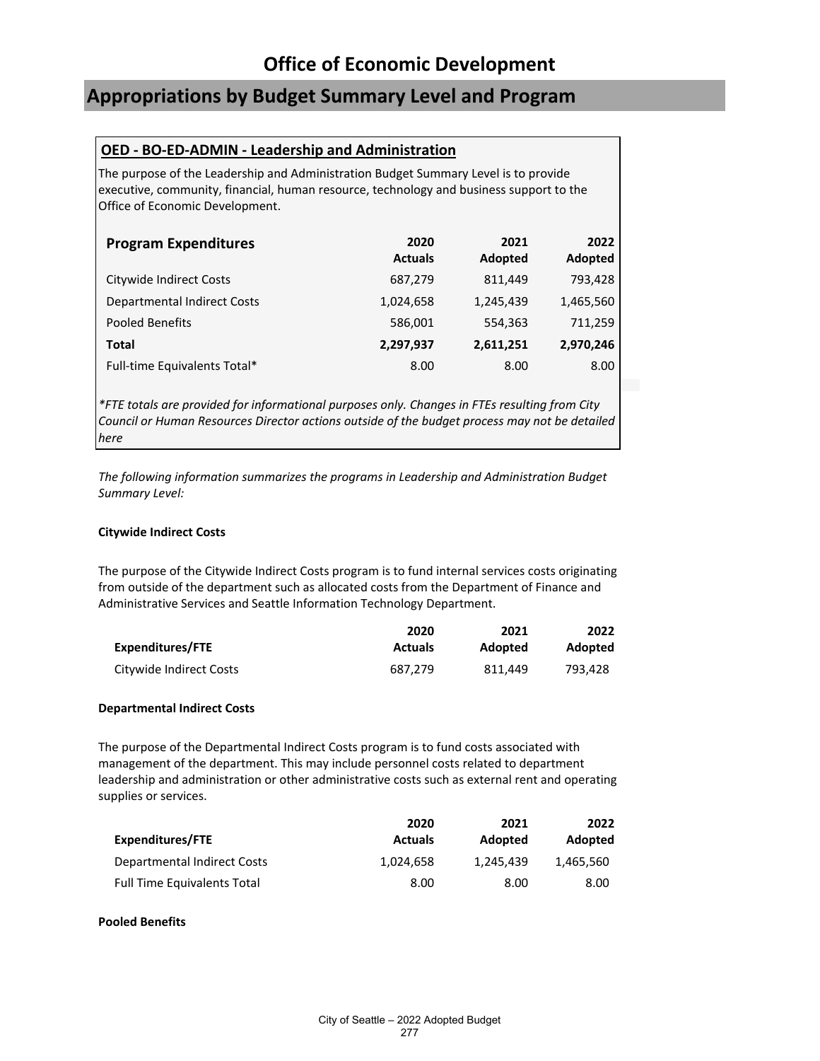# Office of Economic Development

## Appropriations by Budget Summary Level and Program

### OED - BO-ED-ADMIN - Leadership and Administration

The purpose of the Leadership and Administration Budget Summary Level is to provide executive, community, financial, human resource, technology and business support to the Office of Economic Development.

| Program Expenditures | 2020 Actuals | 2021 Adopted | 2022 Adopted |
|---|---|---|---|
| Citywide Indirect Costs | 687,279 | 811,449 | 793,428 |
| Departmental Indirect Costs | 1,024,658 | 1,245,439 | 1,465,560 |
| Pooled Benefits | 586,001 | 554,363 | 711,259 |
| **Total** | **2,297,937** | **2,611,251** | **2,970,246** |
| Full-time Equivalents Total* | 8.00 | 8.00 | 8.00 |

*\*FTE totals are provided for informational purposes only. Changes in FTEs resulting from City Council or Human Resources Director actions outside of the budget process may not be detailed here*

*The following information summarizes the programs in Leadership and Administration Budget Summary Level:*

**Citywide Indirect Costs**

The purpose of the Citywide Indirect Costs program is to fund internal services costs originating from outside of the department such as allocated costs from the Department of Finance and Administrative Services and Seattle Information Technology Department.

| Expenditures/FTE | 2020 Actuals | 2021 Adopted | 2022 Adopted |
|---|---|---|---|
| Citywide Indirect Costs | 687,279 | 811,449 | 793,428 |

**Departmental Indirect Costs**

The purpose of the Departmental Indirect Costs program is to fund costs associated with management of the department. This may include personnel costs related to department leadership and administration or other administrative costs such as external rent and operating supplies or services.

| Expenditures/FTE | 2020 Actuals | 2021 Adopted | 2022 Adopted |
|---|---|---|---|
| Departmental Indirect Costs | 1,024,658 | 1,245,439 | 1,465,560 |
| Full Time Equivalents Total | 8.00 | 8.00 | 8.00 |

**Pooled Benefits**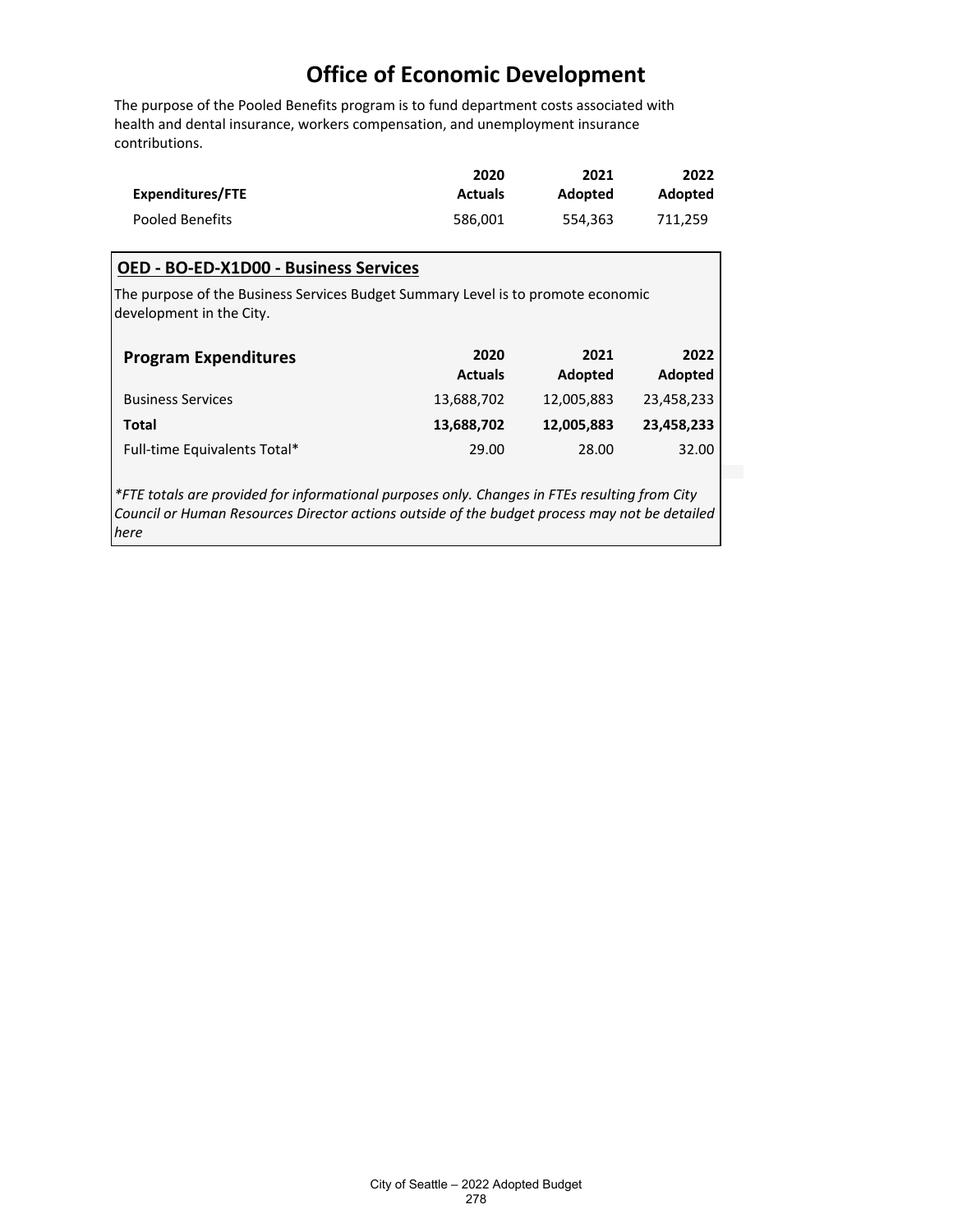# Office of Economic Development

The purpose of the Pooled Benefits program is to fund department costs associated with health and dental insurance, workers compensation, and unemployment insurance contributions.

| Expenditures/FTE | 2020 Actuals | 2021 Adopted | 2022 Adopted |
|---|---|---|---|
| Pooled Benefits | 586,001 | 554,363 | 711,259 |

## OED - BO-ED-X1D00 - Business Services

The purpose of the Business Services Budget Summary Level is to promote economic development in the City.

| Program Expenditures | 2020 Actuals | 2021 Adopted | 2022 Adopted |
|---|---|---|---|
| Business Services | 13,688,702 | 12,005,883 | 23,458,233 |
| **Total** | **13,688,702** | **12,005,883** | **23,458,233** |
| Full-time Equivalents Total* | 29.00 | 28.00 | 32.00 |

*\*FTE totals are provided for informational purposes only. Changes in FTEs resulting from City Council or Human Resources Director actions outside of the budget process may not be detailed here*